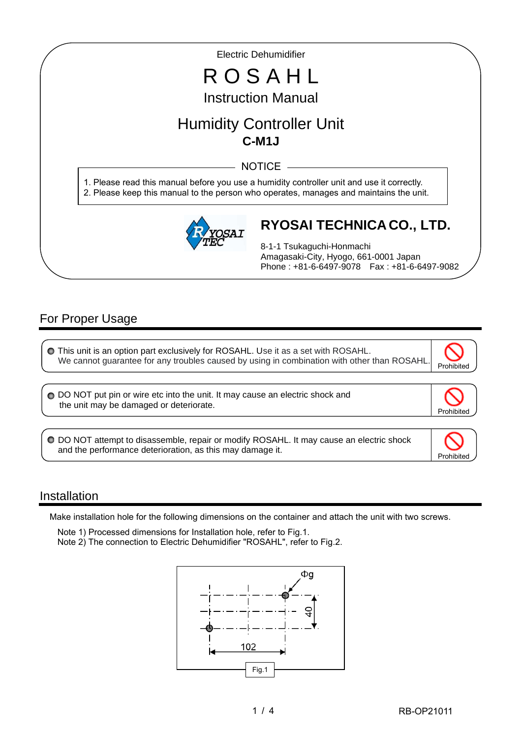Electric Dehumidifier

# R O S A H L

Instruction Manual

## Humidity Controller Unit

**C-M1J**

NOTICE

1. Please read this manual before you use a humidity controller unit and use it correctly.
2. Please keep this manual to the person who operates, manages and maintains the unit.

**RYOSAI TECHNICA CO., LTD.**

8-1-1 Tsukaguchi-Honmachi
Amagasaki-City, Hyogo, 661-0001 Japan
Phone : +81-6-6497-9078　Fax : +81-6-6497-9082

## For Proper Usage

- This unit is an option part exclusively for ROSAHL. Use it as a set with ROSAHL. We cannot guarantee for any troubles caused by using in combination with other than ROSAHL. (Prohibited)

- DO NOT put pin or wire etc into the unit. It may cause an electric shock and the unit may be damaged or deteriorate. (Prohibited)

- DO NOT attempt to disassemble, repair or modify ROSAHL. It may cause an electric shock and the performance deterioration, as this may damage it. (Prohibited)

## Installation

Make installation hole for the following dimensions on the container and attach the unit with two screws.

Note 1) Processed dimensions for Installation hole, refer to Fig.1.
Note 2) The connection to Electric Dehumidifier "ROSAHL", refer to Fig.2.

Φg

40

102

Fig.1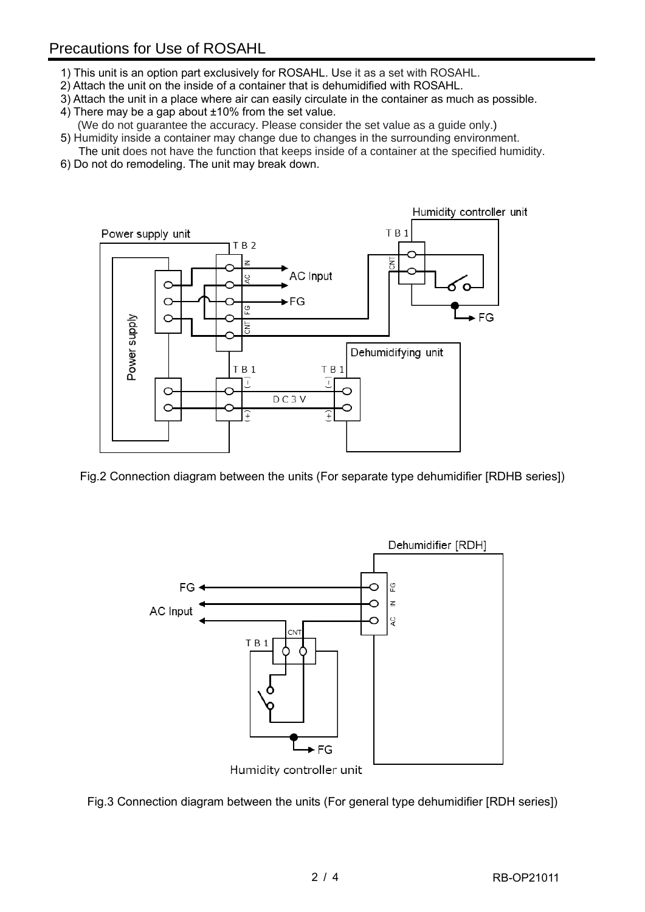## Precautions for Use of ROSAHL

1) This unit is an option part exclusively for ROSAHL. Use it as a set with ROSAHL.
2) Attach the unit on the inside of a container that is dehumidified with ROSAHL.
3) Attach the unit in a place where air can easily circulate in the container as much as possible.
4) There may be a gap about ±10% from the set value.
   (We do not guarantee the accuracy. Please consider the set value as a guide only.)
5) Humidity inside a container may change due to changes in the surrounding environment.
   The unit does not have the function that keeps inside of a container at the specified humidity.
6) Do not do remodeling. The unit may break down.

Fig.2 Connection diagram between the units (For separate type dehumidifier [RDHB series])

Fig.3 Connection diagram between the units (For general type dehumidifier [RDH series])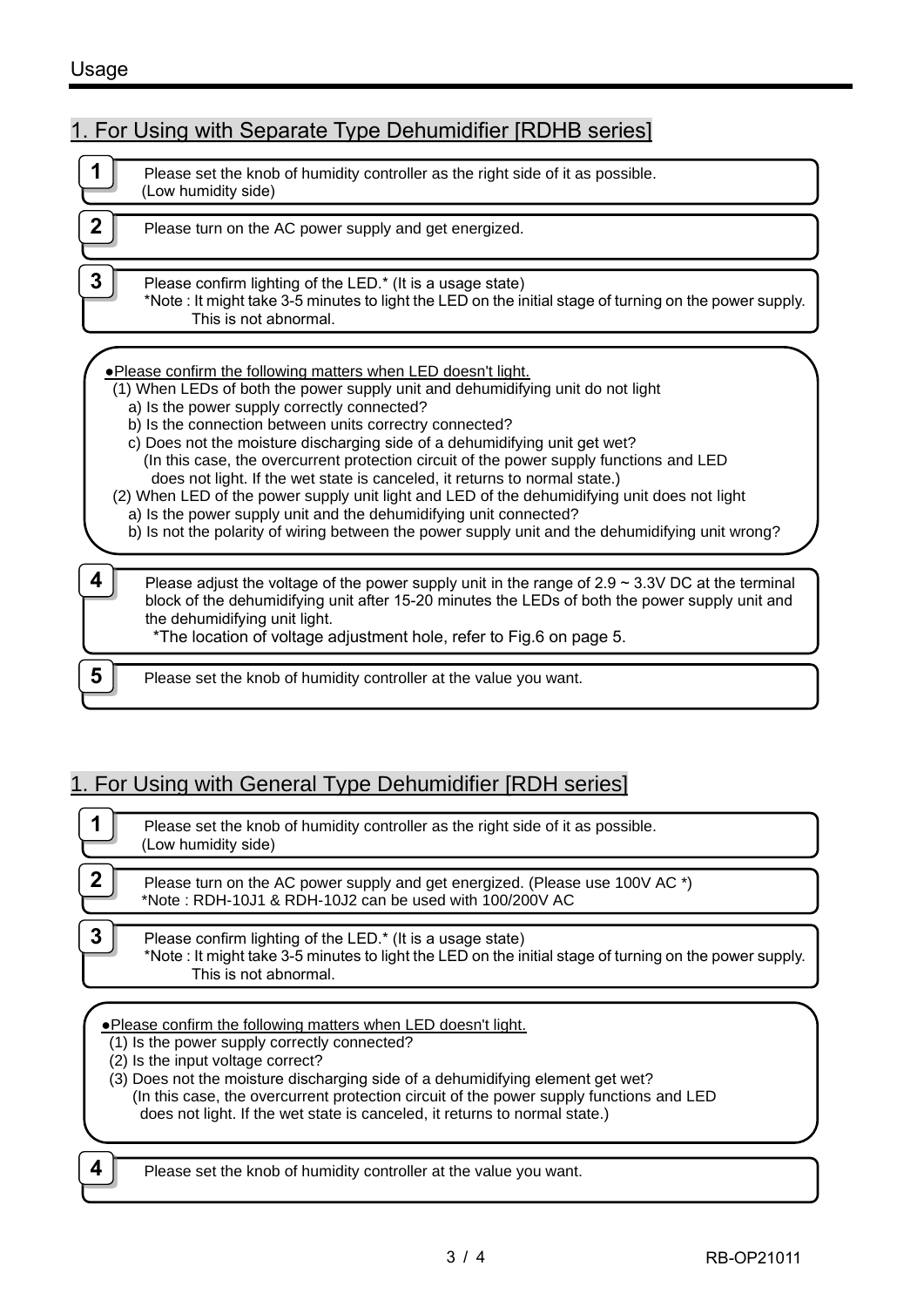# Usage

## 1. For Using with Separate Type Dehumidifier [RDHB series]

**1** Please set the knob of humidity controller as the right side of it as possible. (Low humidity side)

**2** Please turn on the AC power supply and get energized.

**3** Please confirm lighting of the LED.* (It is a usage state)
*Note : It might take 3-5 minutes to light the LED on the initial stage of turning on the power supply. This is not abnormal.

●Please confirm the following matters when LED doesn't light.

(1) When LEDs of both the power supply unit and dehumidifying unit do not light
  a) Is the power supply correctly connected?
  b) Is the connection between units correctry connected?
  c) Does not the moisture discharging side of a dehumidifying unit get wet?
    (In this case, the overcurrent protection circuit of the power supply functions and LED does not light. If the wet state is canceled, it returns to normal state.)

(2) When LED of the power supply unit light and LED of the dehumidifying unit does not light
  a) Is the power supply unit and the dehumidifying unit connected?
  b) Is not the polarity of wiring between the power supply unit and the dehumidifying unit wrong?

**4** Please adjust the voltage of the power supply unit in the range of 2.9 ~ 3.3V DC at the terminal block of the dehumidifying unit after 15-20 minutes the LEDs of both the power supply unit and the dehumidifying unit light.
*The location of voltage adjustment hole, refer to Fig.6 on page 5.

**5** Please set the knob of humidity controller at the value you want.

## 1. For Using with General Type Dehumidifier [RDH series]

**1** Please set the knob of humidity controller as the right side of it as possible. (Low humidity side)

**2** Please turn on the AC power supply and get energized. (Please use 100V AC *)
*Note : RDH-10J1 & RDH-10J2 can be used with 100/200V AC

**3** Please confirm lighting of the LED.* (It is a usage state)
*Note : It might take 3-5 minutes to light the LED on the initial stage of turning on the power supply. This is not abnormal.

●Please confirm the following matters when LED doesn't light.

(1) Is the power supply correctly connected?
(2) Is the input voltage correct?
(3) Does not the moisture discharging side of a dehumidifying element get wet?
  (In this case, the overcurrent protection circuit of the power supply functions and LED does not light. If the wet state is canceled, it returns to normal state.)

**4** Please set the knob of humidity controller at the value you want.

RB-OP21011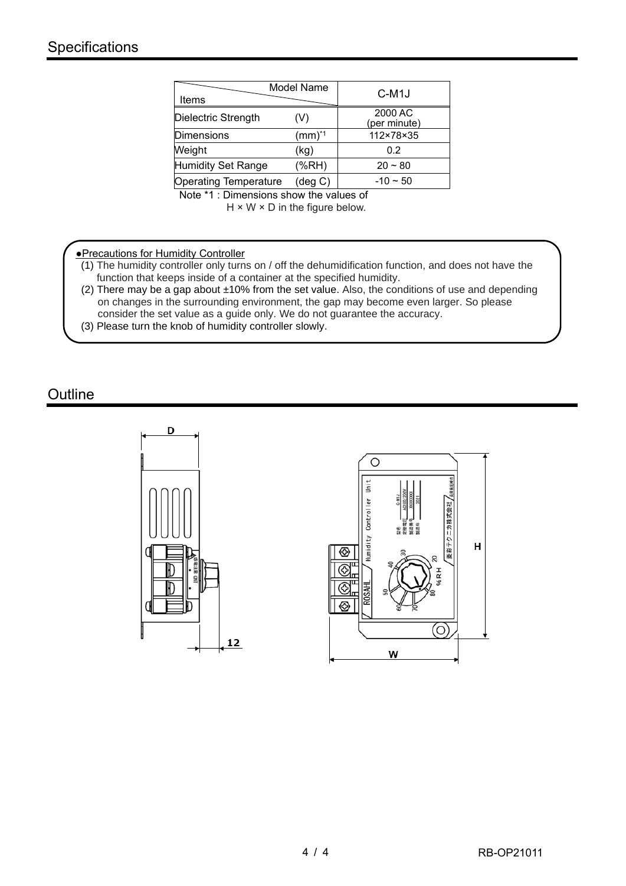## Specifications

| Items / Model Name | | C-M1J |
| --- | --- | --- |
| Dielectric Strength | (V) | 2000 AC (per minute) |
| Dimensions | (mm)*1 | 112×78×35 |
| Weight | (kg) | 0.2 |
| Humidity Set Range | (%RH) | 20 ~ 80 |
| Operating Temperature | (deg C) | -10 ~ 50 |

Note *1 : Dimensions show the values of H × W × D in the figure below.

●Precautions for Humidity Controller

(1) The humidity controller only turns on / off the dehumidification function, and does not have the function that keeps inside of a container at the specified humidity.

(2) There may be a gap about ±10% from the set value. Also, the conditions of use and depending on changes in the surrounding environment, the gap may become even larger. So please consider the set value as a guide only. We do not guarantee the accuracy.

(3) Please turn the knob of humidity controller slowly.

## Outline

D

12

Humidity Controller Unit

ROSAHL

30
40
20
50
60
70
80
%RH

菱彩テクニカ株式会社

H

W